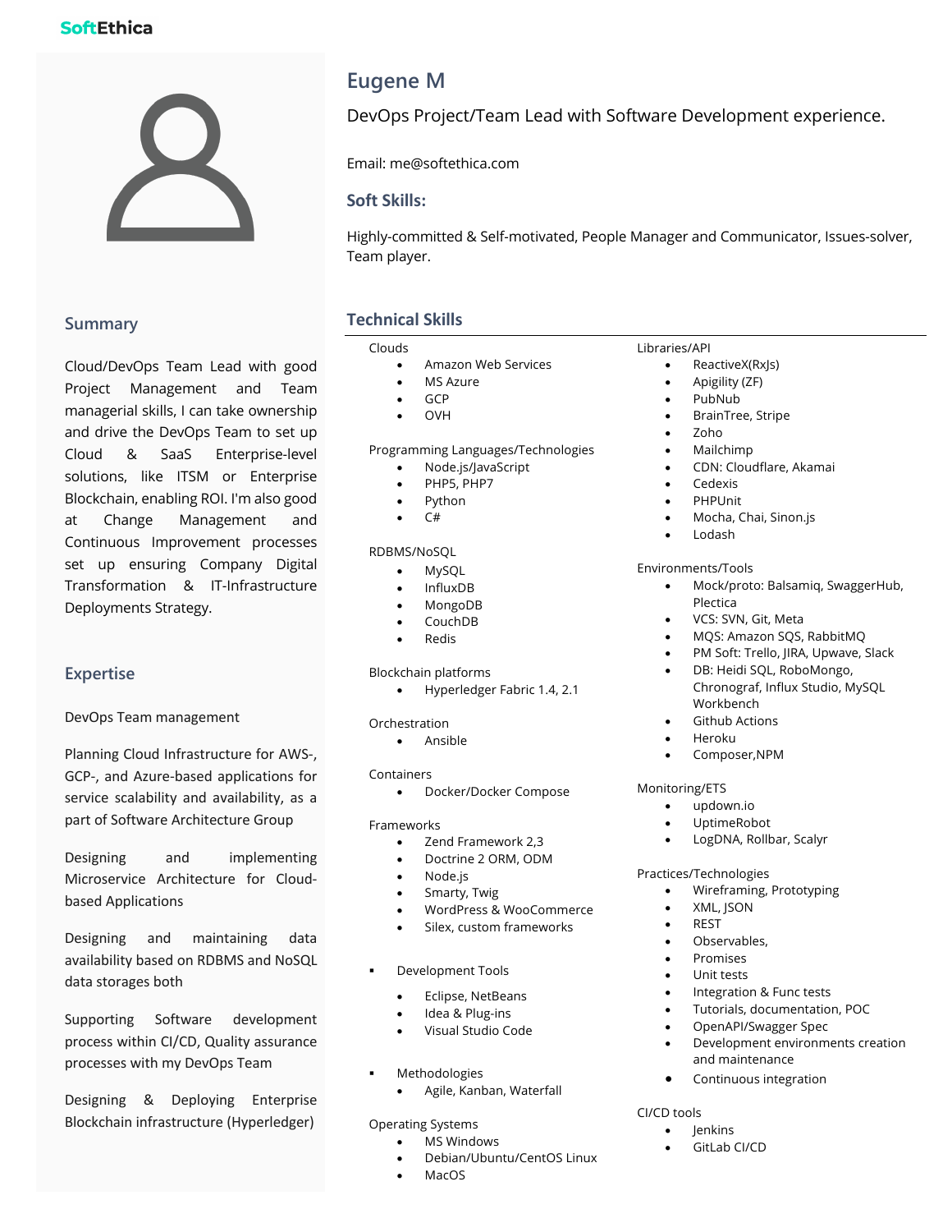SoftEthica

# Eugene M

DevOps Project/Team Lead with Software Development experience.

Email: me@softethica.com

## Soft Skills:

Highly-committed & Self-motivated, People Manager and Communicator, Issues-solver, Team player.

## Summary

Cloud/DevOps Team Lead with good Project Management and Team managerial skills, I can take ownership and drive the DevOps Team to set up Cloud & SaaS Enterprise-level solutions, like ITSM or Enterprise Blockchain, enabling ROI. I'm also good at Change Management and Continuous Improvement processes set up ensuring Company Digital Transformation & IT-Infrastructure Deployments Strategy.

## Expertise

DevOps Team management

Planning Cloud Infrastructure for AWS-, GCP-, and Azure-based applications for service scalability and availability, as a part of Software Architecture Group

Designing and implementing Microservice Architecture for Cloud-based Applications

Designing and maintaining data availability based on RDBMS and NoSQL data storages both

Supporting Software development process within CI/CD, Quality assurance processes with my DevOps Team

Designing & Deploying Enterprise Blockchain infrastructure (Hyperledger)

## Technical Skills

Clouds

- Amazon Web Services
- MS Azure
- GCP
- OVH

Programming Languages/Technologies

- Node.js/JavaScript
- PHP5, PHP7
- Python
- C#

RDBMS/NoSQL

- MySQL
- InfluxDB
- MongoDB
- CouchDB
- Redis

Blockchain platforms

- Hyperledger Fabric 1.4, 2.1

Orchestration

- Ansible

Containers

- Docker/Docker Compose

Frameworks

- Zend Framework 2,3
- Doctrine 2 ORM, ODM
- Node.js
- Smarty, Twig
- WordPress & WooCommerce
- Silex, custom frameworks

Development Tools

- Eclipse, NetBeans
- Idea & Plug-ins
- Visual Studio Code

Methodologies

- Agile, Kanban, Waterfall

Operating Systems

- MS Windows
- Debian/Ubuntu/CentOS Linux
- MacOS

Libraries/API

- ReactiveX(RxJs)
- Apigility (ZF)
- PubNub
- BrainTree, Stripe
- Zoho
- Mailchimp
- CDN: Cloudflare, Akamai
- Cedexis
- PHPUnit
- Mocha, Chai, Sinon.js
- Lodash

Environments/Tools

- Mock/proto: Balsamiq, SwaggerHub, Plectica
- VCS: SVN, Git, Meta
- MQS: Amazon SQS, RabbitMQ
- PM Soft: Trello, JIRA, Upwave, Slack
- DB: Heidi SQL, RoboMongo, Chronograf, Influx Studio, MySQL Workbench
- Github Actions
- Heroku
- Composer,NPM

Monitoring/ETS

- updown.io
- UptimeRobot
- LogDNA, Rollbar, Scalyr

Practices/Technologies

- Wireframing, Prototyping
- XML, JSON
- REST
- Observables,
- Promises
- Unit tests
- Integration & Func tests
- Tutorials, documentation, POC
- OpenAPI/Swagger Spec
- Development environments creation and maintenance
- Continuous integration

CI/CD tools

- Jenkins
- GitLab CI/CD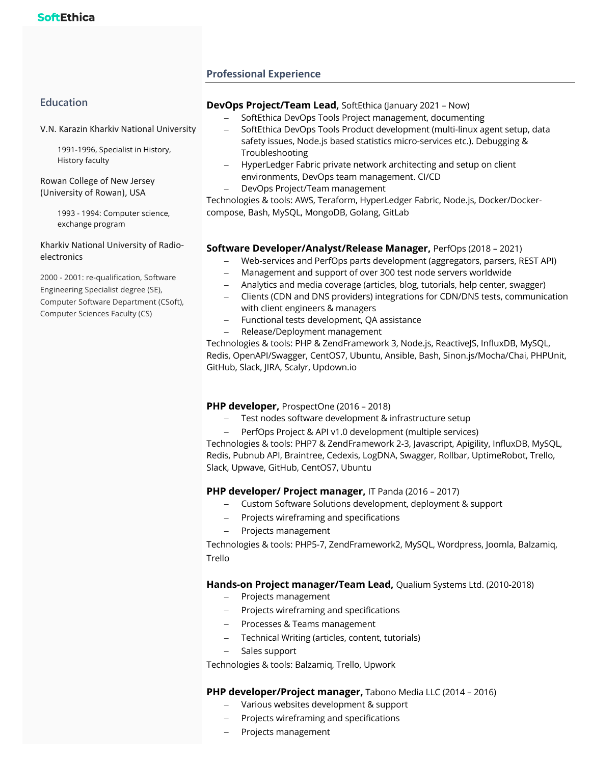## Education

V.N. Karazin Kharkiv National University

1991-1996, Specialist in History, History faculty

Rowan College of New Jersey (University of Rowan), USA

1993 - 1994: Computer science, exchange program

Kharkiv National University of Radio-electronics

2000 - 2001: re-qualification, Software Engineering Specialist degree (SE), Computer Software Department (CSoft), Computer Sciences Faculty (CS)

## Professional Experience

**DevOps Project/Team Lead,** SoftEthica (January 2021 – Now)

- SoftEthica DevOps Tools Project management, documenting
- SoftEthica DevOps Tools Product development (multi-linux agent setup, data safety issues, Node.js based statistics micro-services etc.). Debugging & Troubleshooting
- HyperLedger Fabric private network architecting and setup on client environments, DevOps team management. CI/CD
- DevOps Project/Team management

Technologies & tools: AWS, Teraform, HyperLedger Fabric, Node.js, Docker/Docker-compose, Bash, MySQL, MongoDB, Golang, GitLab

**Software Developer/Analyst/Release Manager,** PerfOps (2018 – 2021)

- Web-services and PerfOps parts development (aggregators, parsers, REST API)
- Management and support of over 300 test node servers worldwide
- Analytics and media coverage (articles, blog, tutorials, help center, swagger)
- Clients (CDN and DNS providers) integrations for CDN/DNS tests, communication with client engineers & managers
- Functional tests development, QA assistance
- Release/Deployment management

Technologies & tools: PHP & ZendFramework 3, Node.js, ReactiveJS, InfluxDB, MySQL, Redis, OpenAPI/Swagger, CentOS7, Ubuntu, Ansible, Bash, Sinon.js/Mocha/Chai, PHPUnit, GitHub, Slack, JIRA, Scalyr, Updown.io

**PHP developer,** ProspectOne (2016 – 2018)

- Test nodes software development & infrastructure setup
- PerfOps Project & API v1.0 development (multiple services)

Technologies & tools: PHP7 & ZendFramework 2-3, Javascript, Apigility, InfluxDB, MySQL, Redis, Pubnub API, Braintree, Cedexis, LogDNA, Swagger, Rollbar, UptimeRobot, Trello, Slack, Upwave, GitHub, CentOS7, Ubuntu

**PHP developer/ Project manager,** IT Panda (2016 – 2017)

- Custom Software Solutions development, deployment & support
- Projects wireframing and specifications
- Projects management

Technologies & tools: PHP5-7, ZendFramework2, MySQL, Wordpress, Joomla, Balzamiq, Trello

**Hands-on Project manager/Team Lead,** Qualium Systems Ltd. (2010-2018)

- Projects management
- Projects wireframing and specifications
- Processes & Teams management
- Technical Writing (articles, content, tutorials)
- Sales support

Technologies & tools: Balzamiq, Trello, Upwork

**PHP developer/Project manager,** Tabono Media LLC (2014 – 2016)

- Various websites development & support
- Projects wireframing and specifications
- Projects management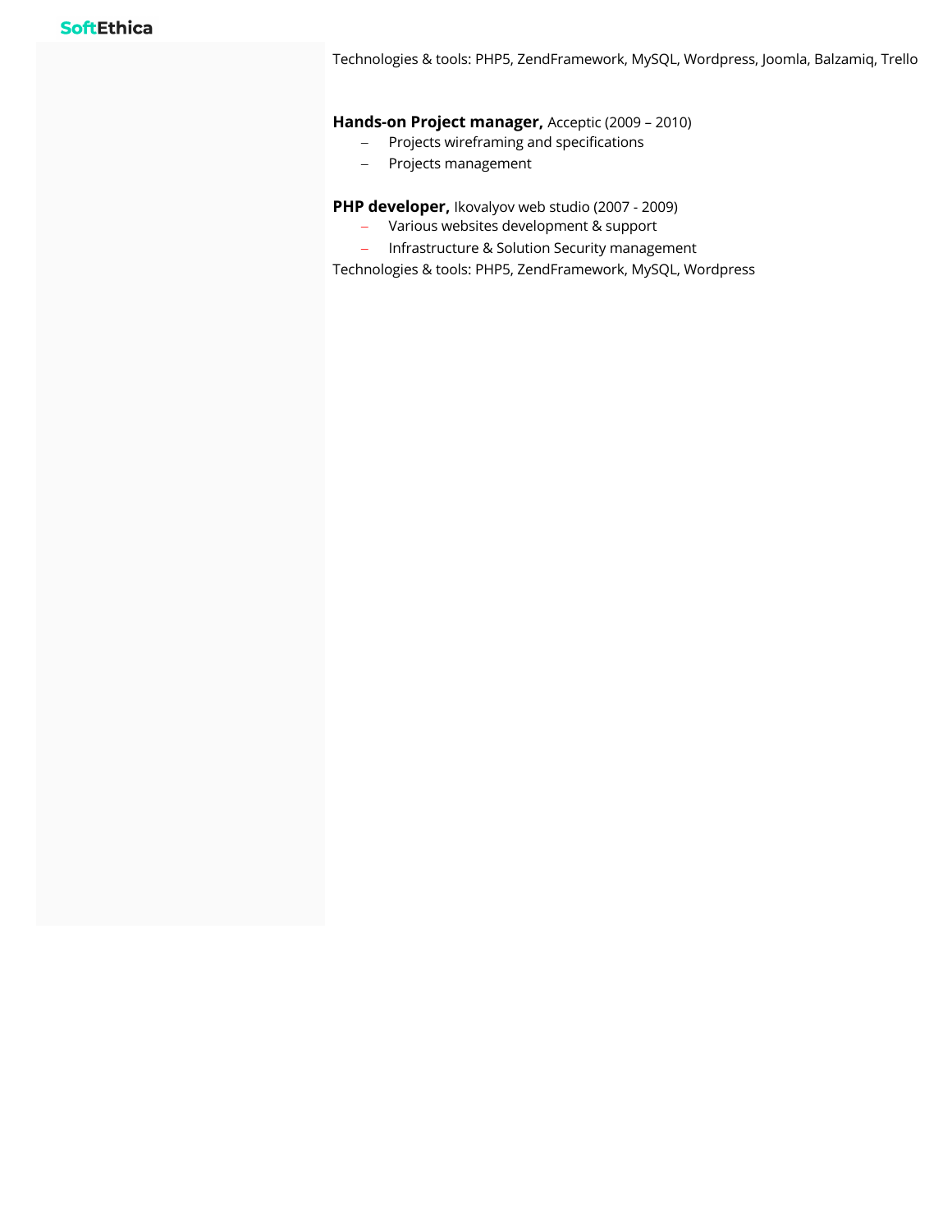Technologies & tools: PHP5, ZendFramework, MySQL, Wordpress, Joomla, Balzamiq, Trello

**Hands-on Project manager,** Acceptic (2009 – 2010)

- Projects wireframing and specifications
- Projects management

**PHP developer,** Ikovalyov web studio (2007 - 2009)

- Various websites development & support
- Infrastructure & Solution Security management

Technologies & tools: PHP5, ZendFramework, MySQL, Wordpress